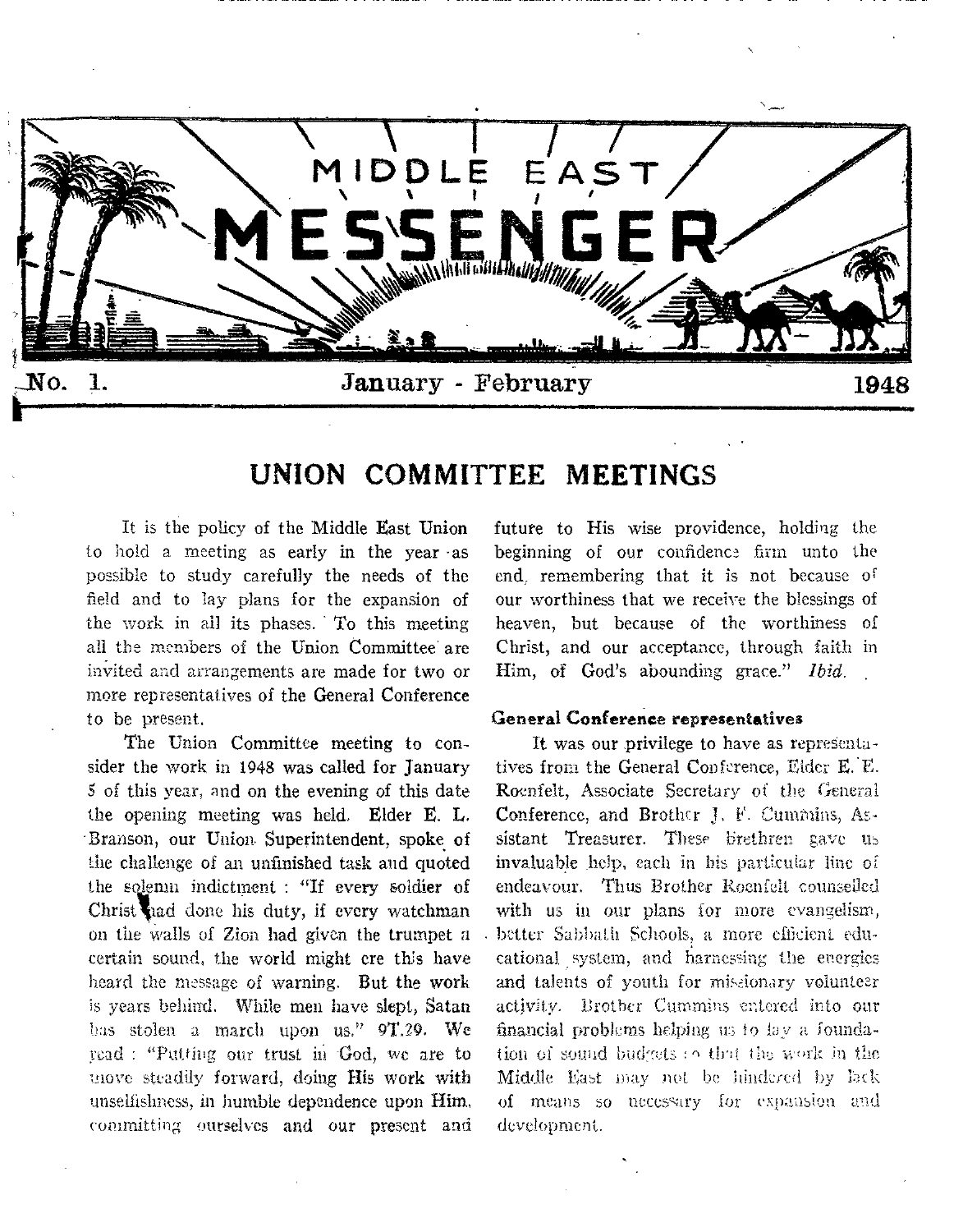# MIDDLE EAST MESSENGER

No. 1. January - February 1948

## UNION COMMITTEE MEETINGS

It is the policy of the Middle East Union to hold a meeting as early in the year as possible to study carefully the needs of the field and to lay plans for the expansion of the work in all its phases. To this meeting all the members of the Union Committee are invited and arrangements are made for two or more representatives of the General Conference to be present.

The Union Committee meeting to consider the work in 1948 was called for January 5 of this year, and on the evening of this date the opening meeting was held. Elder E. L. Branson, our Union Superintendent, spoke of the challenge of an unfinished task and quoted the solemn indictment : "If every soldier of Christ had done his duty, if every watchman on the walls of Zion had given the trumpet a certain sound, the world might ere this have heard the message of warning. But the work is years behind. While men have slept, Satan has stolen a march upon us." 9T.29. We read : "Putting our trust in God, we are to move steadily forward, doing His work with unselfishness, in humble dependence upon Him, committing ourselves and our present and future to His wise providence, holding the beginning of our confidence firm unto the end, remembering that it is not because of our worthiness that we receive the blessings of heaven, but because of the worthiness of Christ, and our acceptance, through faith in Him, of God's abounding grace." *Ibid.*

#### General Conference representatives

It was our privilege to have as representatives from the General Conference, Elder E. E. Roenfelt, Associate Secretary of the General Conference, and Brother J. F. Cummins, Assistant Treasurer. These brethren gave us invaluable help, each in his particular line of endeavour. Thus Brother Roenfelt counselled with us in our plans for more evangelism, better Sabbath Schools, a more efficient educational system, and harnessing the energies and talents of youth for missionary volunteer activity. Brother Cummins entered into our financial problems helping us to lay a foundation of sound budgets so that the work in the Middle East may not be hindered by lack of means so necessary for expansion and development.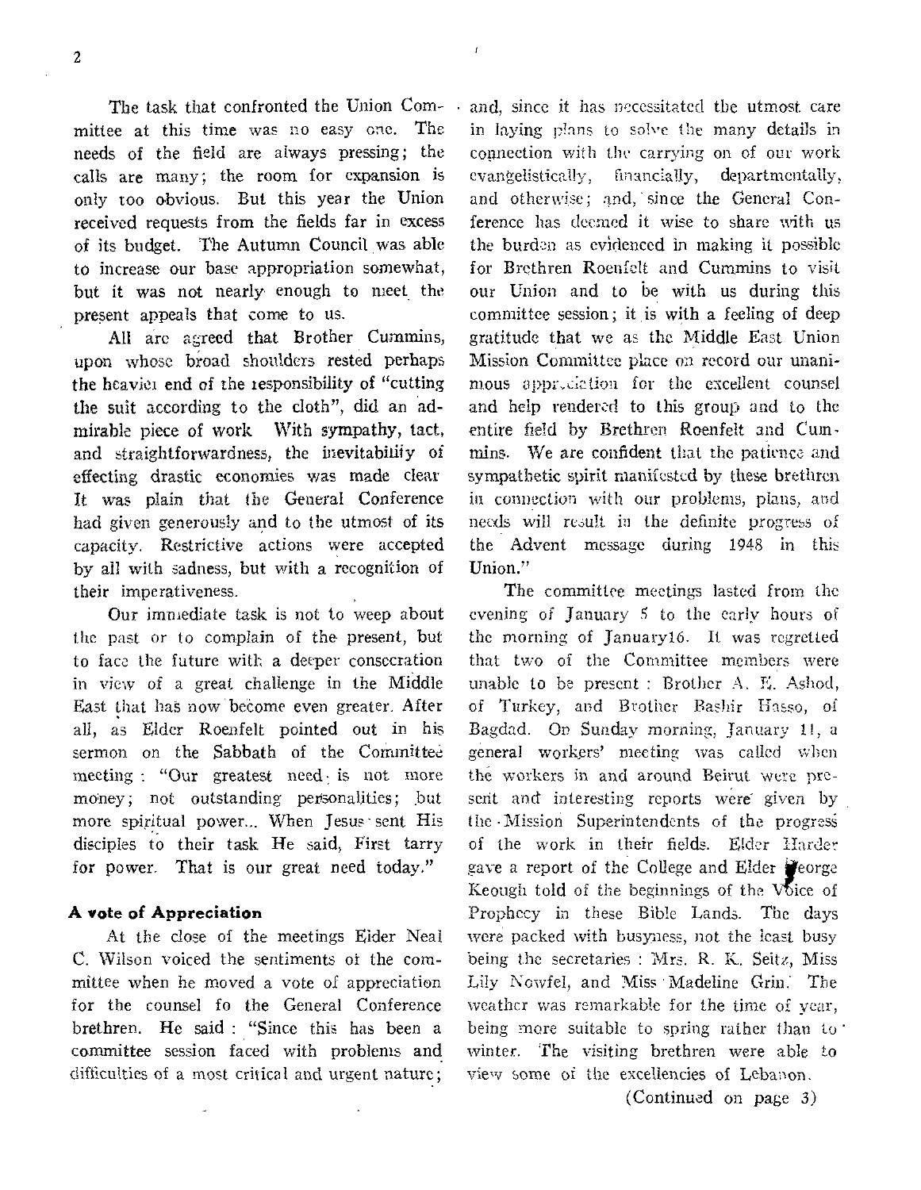The task that confronted the Union Committee at this time was no easy one. The needs of the field are always pressing; the calls are many; the room for expansion is only too obvious. But this year the Union received requests from the fields far in excess of its budget. The Autumn Council was able to increase our base appropriation somewhat, but it was not nearly enough to meet the present appeals that come to us.

All are agreed that Brother Cummins, upon whose broad shoulders rested perhaps the heavier end of the responsibility of "cutting the suit according to the cloth", did an admirable piece of work. With sympathy, tact, and straightforwardness, the inevitability of effecting drastic economies was made clear. It was plain that the General Conference had given generously and to the utmost of its capacity. Restrictive actions were accepted by all with sadness, but with a recognition of their imperativeness.

Our immediate task is not to weep about the past or to complain of the present, but to face the future with a deeper consecration in view of a great challenge in the Middle East that has now become even greater. After all, as Elder Roenfelt pointed out in his sermon on the Sabbath of the Committee meeting: "Our greatest need is not more money; not outstanding personalities; but more spiritual power... When Jesus sent His disciples to their task He said, First tarry for power. That is our great need today."

**A vote of Appreciation**

At the close of the meetings Elder Neal C. Wilson voiced the sentiments of the committee when he moved a vote of appreciation for the counsel fo the General Conference brethren. He said: "Since this has been a committee session faced with problems and difficulties of a most critical and urgent nature; and, since it has necessitated the utmost care in laying plans to solve the many details in connection with the carrying on of our work evangelistically, financially, departmentally, and otherwise; and, since the General Conference has deemed it wise to share with us the burden as evidenced in making it possible for Brethren Roenfelt and Cummins to visit our Union and to be with us during this committee session; it is with a feeling of deep gratitude that we as the Middle East Union Mission Committee place on record our unanimous appreciation for the excellent counsel and help rendered to this group and to the entire field by Brethren Roenfelt and Cummins. We are confident that the patience and sympathetic spirit manifested by these brethren in connection with our problems, plans, and needs will result in the definite progress of the Advent message during 1948 in this Union."

The committee meetings lasted from the evening of January 5 to the early hours of the morning of January16. It was regretted that two of the Committee members were unable to be present: Brother A. E. Ashod, of Turkey, and Brother Bashir Hasso, of Bagdad. On Sunday morning, January 11, a general workers' meeting was called when the workers in and around Beirut were present and interesting reports were given by the Mission Superintendents of the progress of the work in their fields. Elder Harder gave a report of the College and Elder George Keough told of the beginnings of the Voice of Prophecy in these Bible Lands. The days were packed with busyness, not the least busy being the secretaries: Mrs. R. K. Seitz, Miss Lily Nowfel, and Miss Madeline Grin. The weather was remarkable for the time of year, being more suitable to spring rather than to winter. The visiting brethren were able to view some of the excellencies of Lebanon.

(Continued on page 3)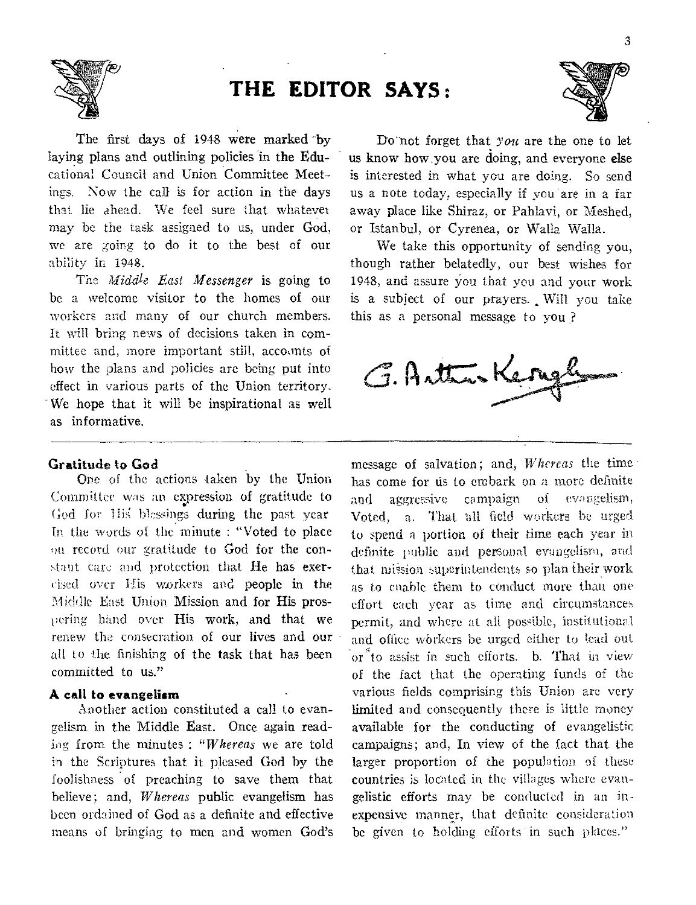# THE EDITOR SAYS:

The first days of 1948 were marked by laying plans and outlining policies in the Educational Council and Union Committee Meetings. Now the call is for action in the days that lie ahead. We feel sure that whatever may be the task assigned to us, under God, we are going to do it to the best of our ability in 1948.

The *Middle East Messenger* is going to be a welcome visitor to the homes of our workers and many of our church members. It will bring news of decisions taken in committee and, more important still, accounts of how the plans and policies are being put into effect in various parts of the Union territory. We hope that it will be inspirational as well as informative.

Do not forget that *you* are the one to let us know how you are doing, and everyone else is interested in what you are doing. So send us a note today, especially if you are in a far away place like Shiraz, or Pahlavi, or Meshed, or Istanbul, or Cyrenea, or Walla Walla.

We take this opportunity of sending you, though rather belatedly, our best wishes for 1948, and assure you that you and your work is a subject of our prayers. Will you take this as a personal message to you?

G. Arthur Keough

---

### Gratitude to God

One of the actions taken by the Union Committee was an expression of gratitude to God for His blessings during the past year. In the words of the minute: "Voted to place on record our gratitude to God for the constant care and protection that He has exercised over His workers and people in the Middle East Union Mission and for His prospering hand over His work, and that we renew the consecration of our lives and our all to the finishing of the task that has been committed to us."

### A call to evangelism

Another action constituted a call to evangelism in the Middle East. Once again reading from the minutes: "*Whereas* we are told in the Scriptures that it pleased God by the foolishness of preaching to save them that believe; and, *Whereas* public evangelism has been ordained of God as a definite and effective means of bringing to men and women God's message of salvation; and, *Whereas* the time has come for us to embark on a more definite and aggressive campaign of evangelism, Voted, a. That all field workers be urged to spend a portion of their time each year in definite public and personal evangelism, and that mission superintendents so plan their work as to enable them to conduct more than one effort each year as time and circumstances permit, and where at all possible, institutional and office workers be urged either to lead out or to assist in such efforts. b. That in view of the fact that the operating funds of the various fields comprising this Union are very limited and consequently there is little money available for the conducting of evangelistic campaigns; and, In view of the fact that the larger proportion of the population of these countries is located in the villages where evangelistic efforts may be conducted in an inexpensive manner, that definite consideration be given to holding efforts in such places."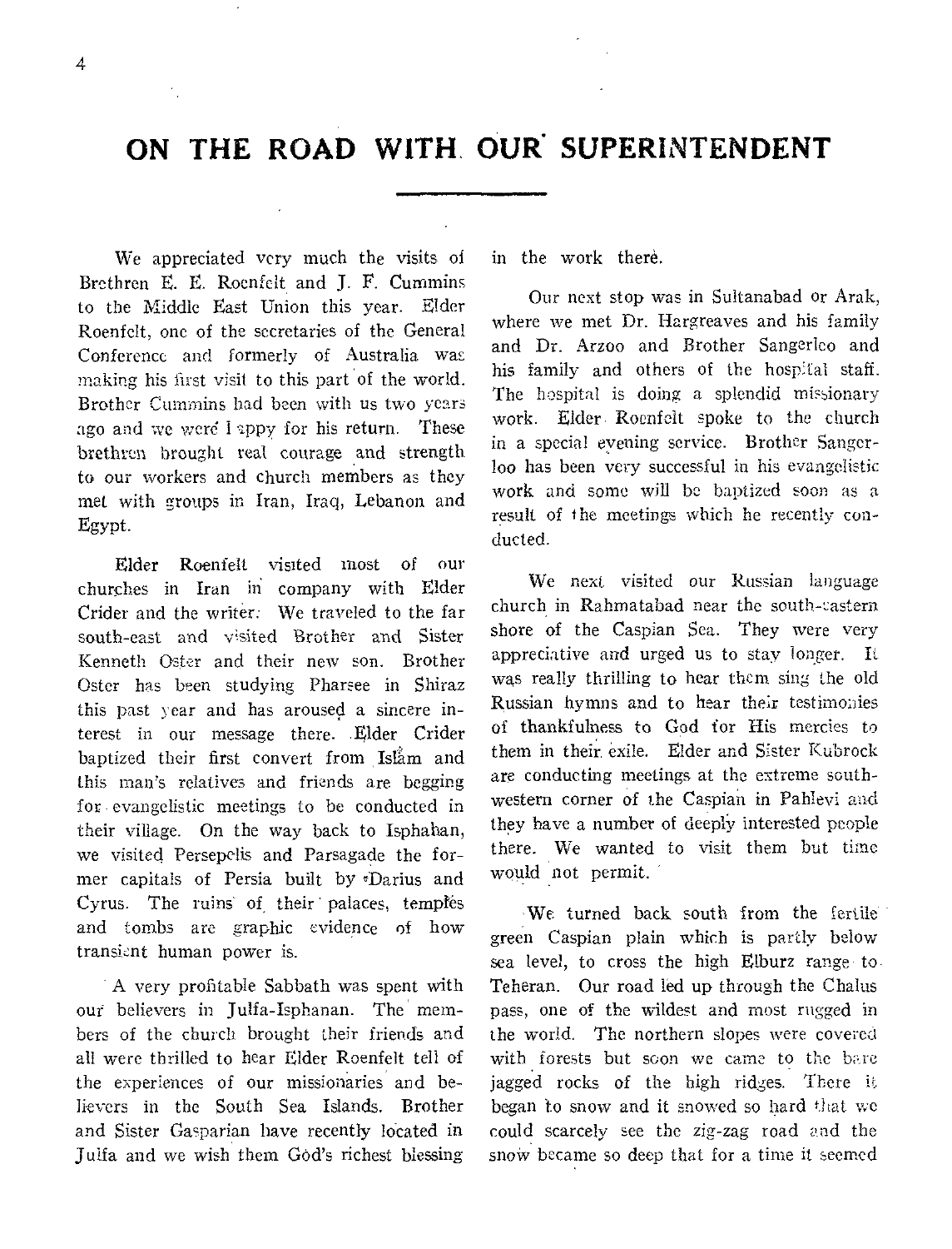# ON THE ROAD WITH OUR SUPERINTENDENT

We appreciated very much the visits of Brethren E. E. Roenfelt and J. F. Cummins to the Middle East Union this year. Elder Roenfelt, one of the secretaries of the General Conference and formerly of Australia was making his first visit to this part of the world. Brother Cummins had been with us two years ago and we were happy for his return. These brethren brought real courage and strength to our workers and church members as they met with groups in Iran, Iraq, Lebanon and Egypt.

Elder Roenfelt visited most of our churches in Iran in company with Elder Crider and the writer. We traveled to the far south-east and visited Brother and Sister Kenneth Oster and their new son. Brother Oster has been studying Pharsee in Shiraz this past year and has aroused a sincere interest in our message there. Elder Crider baptized their first convert from Islām and this man's relatives and friends are begging for evangelistic meetings to be conducted in their village. On the way back to Isphahan, we visited Persepolis and Parsagade the former capitals of Persia built by Darius and Cyrus. The ruins of their palaces, temples and tombs are graphic evidence of how transient human power is.

A very profitable Sabbath was spent with our believers in Julfa-Isphanan. The members of the church brought their friends and all were thrilled to hear Elder Roenfelt tell of the experiences of our missionaries and believers in the South Sea Islands. Brother and Sister Gasparian have recently located in Julfa and we wish them God's richest blessing in the work there.

Our next stop was in Sultanabad or Arak, where we met Dr. Hargreaves and his family and Dr. Arzoo and Brother Sangerloo and his family and others of the hospital staff. The hospital is doing a splendid missionary work. Elder Roenfelt spoke to the church in a special evening service. Brother Sangerloo has been very successful in his evangelistic work and some will be baptized soon as a result of the meetings which he recently conducted.

We next visited our Russian language church in Rahmatabad near the south-eastern shore of the Caspian Sea. They were very appreciative and urged us to stay longer. It was really thrilling to hear them sing the old Russian hymns and to hear their testimonies of thankfulness to God for His mercies to them in their exile. Elder and Sister Kubrock are conducting meetings at the extreme south-western corner of the Caspian in Pahlevi and they have a number of deeply interested people there. We wanted to visit them but time would not permit.

We turned back south from the fertile green Caspian plain which is partly below sea level, to cross the high Elburz range to Teheran. Our road led up through the Chalus pass, one of the wildest and most rugged in the world. The northern slopes were covered with forests but soon we came to the bare jagged rocks of the high ridges. There it began to snow and it snowed so hard that we could scarcely see the zig-zag road and the snow became so deep that for a time it seemed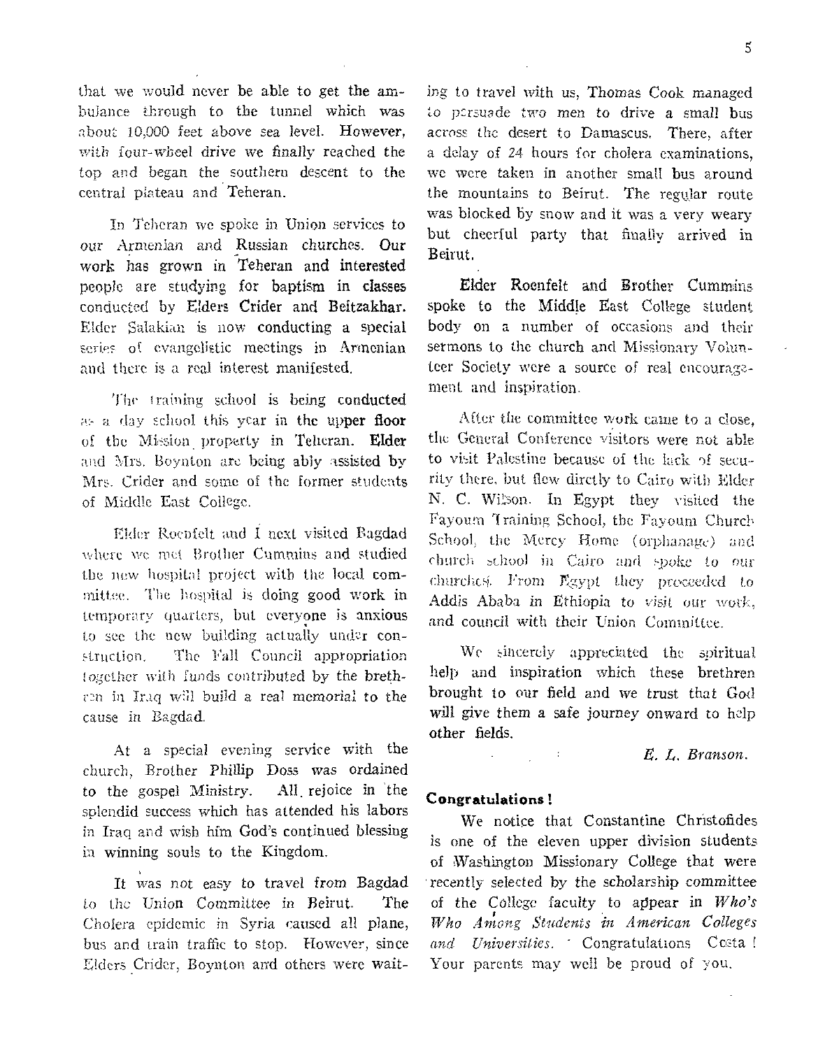that we would never be able to get the ambulance through to the tunnel which was about 10,000 feet above sea level. However, with four-wheel drive we finally reached the top and began the southern descent to the central plateau and Teheran.

In Teheran we spoke in Union services to our Armenian and Russian churches. Our work has grown in Teheran and interested people are studying for baptism in classes conducted by Elders Crider and Beitzakhar. Elder Salakian is now conducting a special series of evangelistic meetings in Armenian and there is a real interest manifested.

The training school is being conducted as a day school this year in the upper floor of the Mission property in Teheran. Elder and Mrs. Boynton are being ably assisted by Mrs. Crider and some of the former students of Middle East College.

Elder Roenfelt and I next visited Bagdad where we met Brother Cummins and studied the new hospital project with the local committee. The hospital is doing good work in temporary quarters, but everyone is anxious to see the new building actually under construction. The Fall Council appropriation together with funds contributed by the brethren in Iraq will build a real memorial to the cause in Bagdad.

At a special evening service with the church, Brother Phillip Doss was ordained to the gospel Ministry. All rejoice in the splendid success which has attended his labors in Iraq and wish him God's continued blessing in winning souls to the Kingdom.

It was not easy to travel from Bagdad to the Union Committee in Beirut. The Cholera epidemic in Syria caused all plane, bus and train traffic to stop. However, since Elders Crider, Boynton and others were waiting to travel with us, Thomas Cook managed to persuade two men to drive a small bus across the desert to Damascus. There, after a delay of 24 hours for cholera examinations, we were taken in another small bus around the mountains to Beirut. The regular route was blocked by snow and it was a very weary but cheerful party that finally arrived in Beirut.

Elder Roenfelt and Brother Cummins spoke to the Middle East College student body on a number of occasions and their sermons to the church and Missionary Volunteer Society were a source of real encouragement and inspiration.

After the committee work came to a close, the General Conference visitors were not able to visit Palestine because of the lack of security there, but flew dirctly to Cairo with Elder N. C. Wilson. In Egypt they visited the Fayoum Training School, the Fayoum Church School, the Mercy Home (orphanage) and church school in Cairo and spoke to our churches. From Egypt they proceeded to Addis Ababa in Ethiopia to visit our work, and council with their Union Committee.

We sincerely appreciated the spiritual help and inspiration which these brethren brought to our field and we trust that God will give them a safe journey onward to help other fields.

*E. L. Branson.*

**Congratulations!**

We notice that Constantine Christofides is one of the eleven upper division students of Washington Missionary College that were recently selected by the scholarship committee of the College faculty to appear in *Who's Who Among Students in American Colleges and Universities.* Congratulations Costa! Your parents may well be proud of you.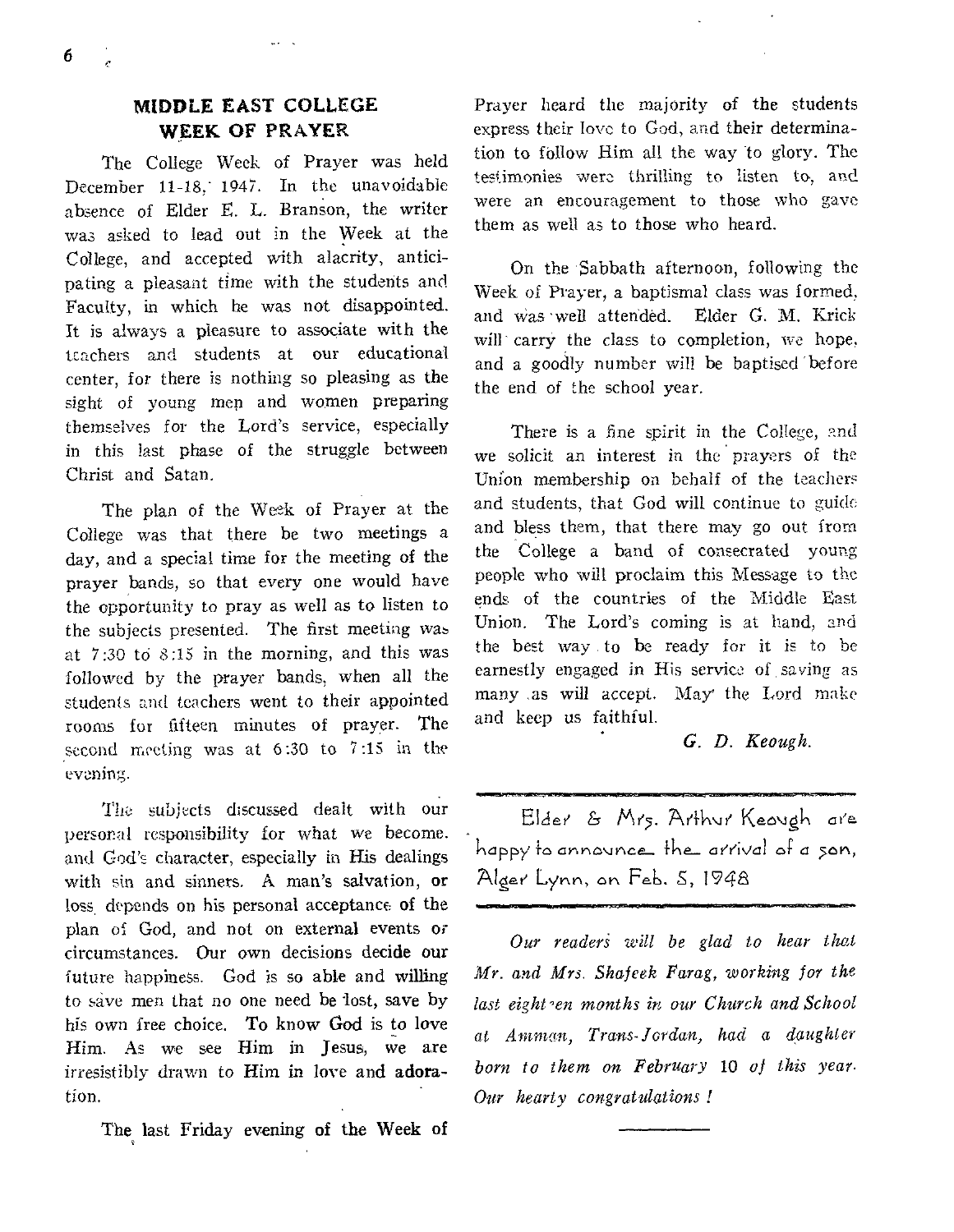## MIDDLE EAST COLLEGE WEEK OF PRAYER

The College Week of Prayer was held December 11-18, 1947. In the unavoidable absence of Elder E. L. Branson, the writer was asked to lead out in the Week at the College, and accepted with alacrity, anticipating a pleasant time with the students and Faculty, in which he was not disappointed. It is always a pleasure to associate with the teachers and students at our educational center, for there is nothing so pleasing as the sight of young men and women preparing themselves for the Lord's service, especially in this last phase of the struggle between Christ and Satan.

The plan of the Week of Prayer at the College was that there be two meetings a day, and a special time for the meeting of the prayer bands, so that every one would have the opportunity to pray as well as to listen to the subjects presented. The first meeting was at 7:30 to 8:15 in the morning, and this was followed by the prayer bands, when all the students and teachers went to their appointed rooms for fifteen minutes of prayer. The second meeting was at 6:30 to 7:15 in the evening.

The subjects discussed dealt with our personal responsibility for what we become, and God's character, especially in His dealings with sin and sinners. A man's salvation, or loss, depends on his personal acceptance of the plan of God, and not on external events or circumstances. Our own decisions decide our future happiness. God is so able and willing to save men that no one need be lost, save by his own free choice. To know God is to love Him. As we see Him in Jesus, we are irresistibly drawn to Him in love and adoration.

The last Friday evening of the Week of Prayer heard the majority of the students express their love to God, and their determination to follow Him all the way to glory. The testimonies were thrilling to listen to, and were an encouragement to those who gave them as well as to those who heard.

On the Sabbath afternoon, following the Week of Prayer, a baptismal class was formed, and was well attended. Elder G. M. Krick will carry the class to completion, we hope, and a goodly number will be baptised before the end of the school year.

There is a fine spirit in the College, and we solicit an interest in the prayers of the Union membership on behalf of the teachers and students, that God will continue to guide and bless them, that there may go out from the College a band of consecrated young people who will proclaim this Message to the ends of the countries of the Middle East Union. The Lord's coming is at hand, and the best way to be ready for it is to be earnestly engaged in His service of saving as many as will accept. May the Lord make and keep us faithful.

*G. D. Keough.*

---

Elder & Mrs. Arthur Keough are happy to announce the arrival of a son, Alger Lynn, on Feb. 5, 1948

---

*Our readers will be glad to hear that Mr. and Mrs. Shafeek Farag, working for the last eighteen months in our Church and School at Amman, Trans-Jordan, had a daughter born to them on February 10 of this year. Our hearty congratulations!*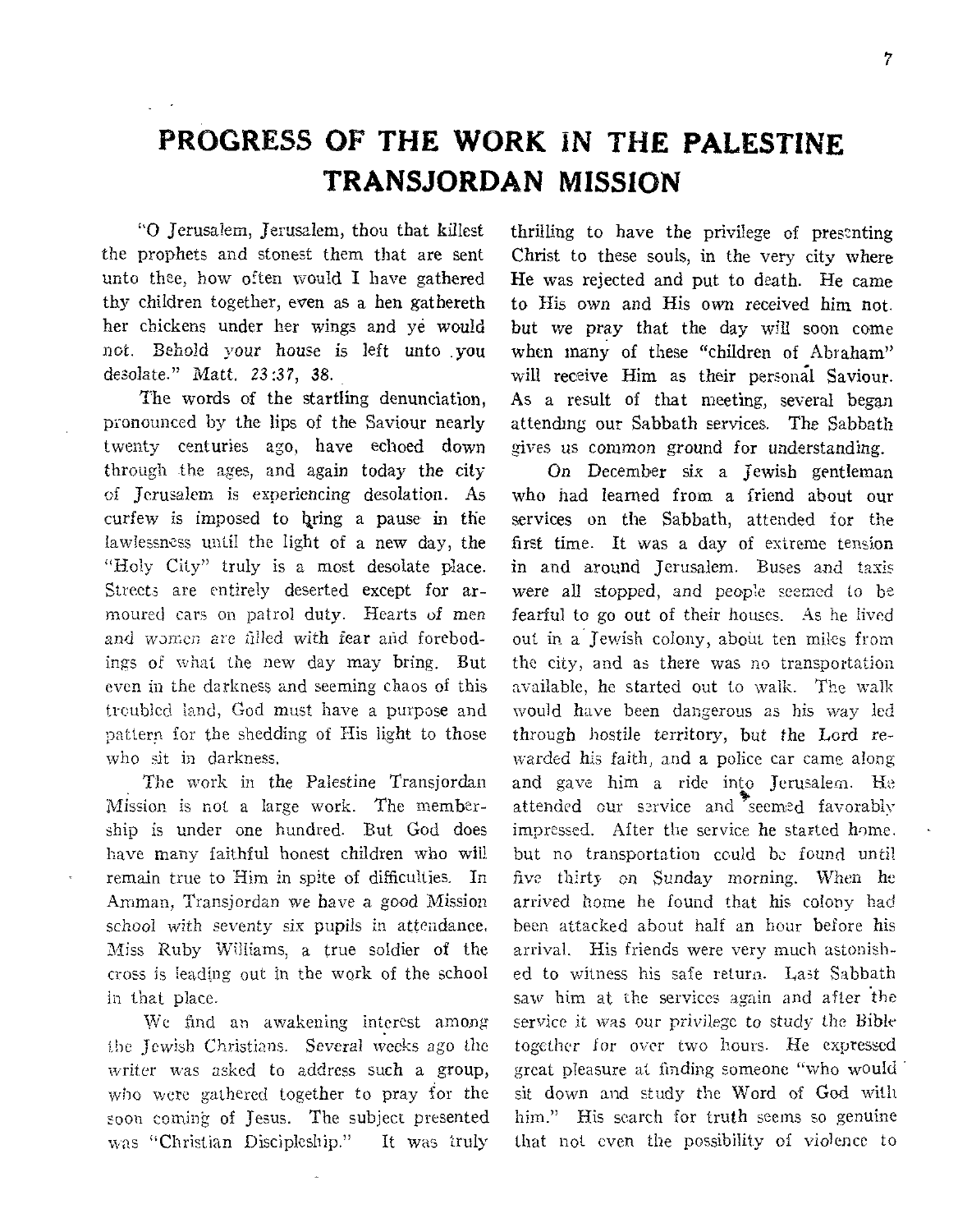# PROGRESS OF THE WORK IN THE PALESTINE TRANSJORDAN MISSION

"O Jerusalem, Jerusalem, thou that killest the prophets and stonest them that are sent unto thee, how often would I have gathered thy children together, even as a hen gathereth her chickens under her wings and ye would not. Behold your house is left unto you desolate." Matt. 23:37, 38.

The words of the startling denunciation, pronounced by the lips of the Saviour nearly twenty centuries ago, have echoed down through the ages, and again today the city of Jerusalem is experiencing desolation. As curfew is imposed to bring a pause in the lawlessness until the light of a new day, the "Holy City" truly is a most desolate place. Streets are entirely deserted except for armoured cars on patrol duty. Hearts of men and women are filled with fear and forebodings of what the new day may bring. But even in the darkness and seeming chaos of this troubled land, God must have a purpose and pattern for the shedding of His light to those who sit in darkness.

The work in the Palestine Transjordan Mission is not a large work. The membership is under one hundred. But God does have many faithful honest children who will remain true to Him in spite of difficulties. In Amman, Transjordan we have a good Mission school with seventy six pupils in attendance. Miss Ruby Williams, a true soldier of the cross is leading out in the work of the school in that place.

We find an awakening interest among the Jewish Christians. Several weeks ago the writer was asked to address such a group, who were gathered together to pray for the soon coming of Jesus. The subject presented was "Christian Discipleship." It was truly thrilling to have the privilege of presenting Christ to these souls, in the very city where He was rejected and put to death. He came to His own and His own received him not. but we pray that the day will soon come when many of these "children of Abraham" will receive Him as their personal Saviour. As a result of that meeting, several began attending our Sabbath services. The Sabbath gives us common ground for understanding.

On December six a Jewish gentleman who had learned from a friend about our services on the Sabbath, attended for the first time. It was a day of extreme tension in and around Jerusalem. Buses and taxis were all stopped, and people seemed to be fearful to go out of their houses. As he lived out in a Jewish colony, about ten miles from the city, and as there was no transportation available, he started out to walk. The walk would have been dangerous as his way led through hostile territory, but the Lord rewarded his faith, and a police car came along and gave him a ride into Jerusalem. He attended our service and seemed favorably impressed. After the service he started home. but no transportation could be found until five thirty on Sunday morning. When he arrived home he found that his colony had been attacked about half an hour before his arrival. His friends were very much astonished to witness his safe return. Last Sabbath saw him at the services again and after the service it was our privilege to study the Bible together for over two hours. He expressed great pleasure at finding someone "who would sit down and study the Word of God with him." His search for truth seems so genuine that not even the possibility of violence to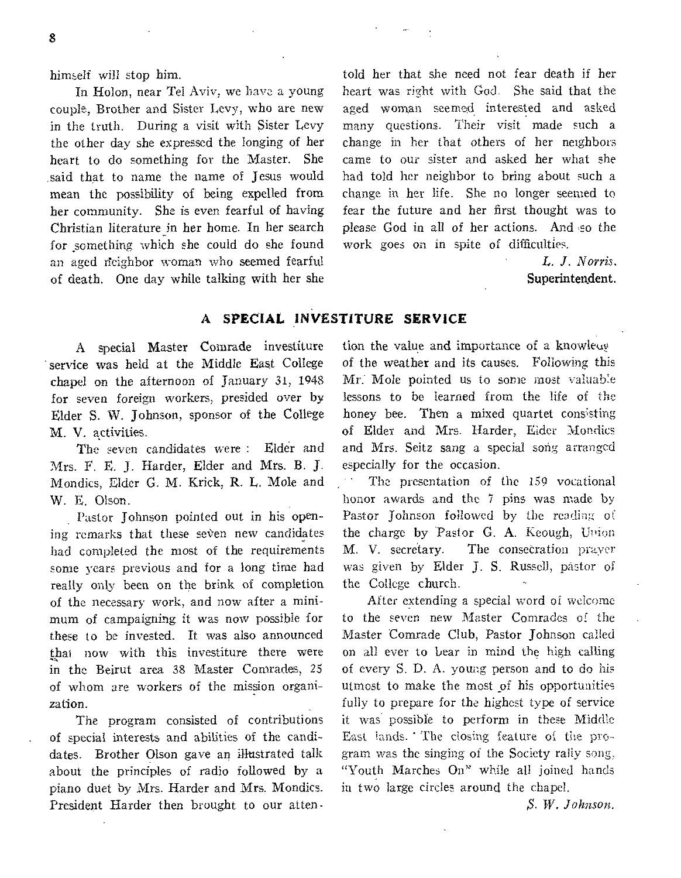himself will stop him.

In Holon, near Tel Aviv, we have a young couple, Brother and Sister Levy, who are new in the truth. During a visit with Sister Levy the other day she expressed the longing of her heart to do something for the Master. She said that to name the name of Jesus would mean the possibility of being expelled from her community. She is even fearful of having Christian literature in her home. In her search for something which she could do she found an aged neighbor woman who seemed fearful of death. One day while talking with her she told her that she need not fear death if her heart was right with God. She said that the aged woman seemed interested and asked many questions. Their visit made such a change in her that others of her neighbors came to our sister and asked her what she had told her neighbor to bring about such a change in her life. She no longer seemed to fear the future and her first thought was to please God in all of her actions. And so the work goes on in spite of difficulties.

*L. J. Norris*,
**Superintendent.**

## A SPECIAL INVESTITURE SERVICE

A special Master Comrade investiture service was held at the Middle East College chapel on the afternoon of January 31, 1948 for seven foreign workers, presided over by Elder S. W. Johnson, sponsor of the College M. V. activities.

The seven candidates were: Elder and Mrs. F. E. J. Harder, Elder and Mrs. B. J. Mondics, Elder G. M. Krick, R. L. Mole and W. E. Olson.

Pastor Johnson pointed out in his opening remarks that these seven new candidates had completed the most of the requirements some years previous and for a long time had really only been on the brink of completion of the necessary work, and now after a minimum of campaigning it was now possible for these to be invested. It was also announced that now with this investiture there were in the Beirut area 38 Master Comrades, 25 of whom are workers of the mission organization.

The program consisted of contributions of special interests and abilities of the candidates. Brother Olson gave an illustrated talk about the principles of radio followed by a piano duet by Mrs. Harder and Mrs. Mondics. President Harder then brought to our attention the value and importance of a knowledge of the weather and its causes. Following this Mr. Mole pointed us to some most valuable lessons to be learned from the life of the honey bee. Then a mixed quartet consisting of Elder and Mrs. Harder, Elder Mondics and Mrs. Seitz sang a special song arranged especially for the occasion.

The presentation of the 159 vocational honor awards and the 7 pins was made by Pastor Johnson followed by the reading of the charge by Pastor G. A. Keough, Union M. V. secretary. The consecration prayer was given by Elder J. S. Russell, pastor of the College church.

After extending a special word of welcome to the seven new Master Comrades of the Master Comrade Club, Pastor Johnson called on all ever to bear in mind the high calling of every S. D. A. young person and to do his utmost to make the most of his opportunities fully to prepare for the highest type of service it was possible to perform in these Middle East lands. The closing feature of the program was the singing of the Society rally song, "Youth Marches On" while all joined hands in two large circles around the chapel.

*S. W. Johnson.*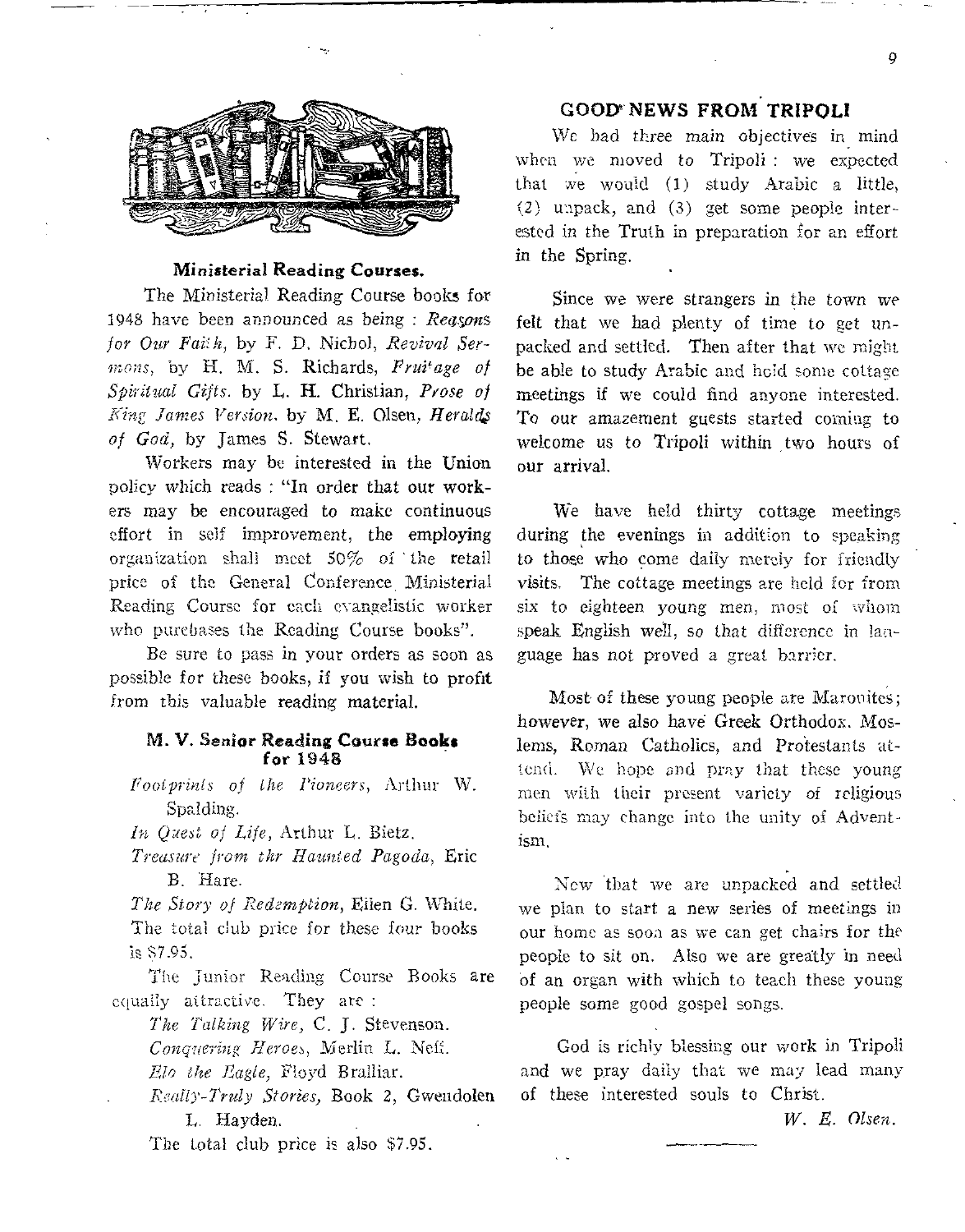### Ministerial Reading Courses.

The Ministerial Reading Course books for 1948 have been announced as being : *Reasons for Our Faith*, by F. D. Nichol, *Revival Sermons*, by H. M. S. Richards, *Fruitage of Spiritual Gifts*. by L. H. Christian, *Prose of King James Version*. by M. E. Olsen, *Heralds of God*, by James S. Stewart.

Workers may be interested in the Union policy which reads : "In order that our workers may be encouraged to make continuous effort in self improvement, the employing organization shall meet 50% of the retail price of the General Conference Ministerial Reading Course for each evangelistic worker who purchases the Reading Course books".

Be sure to pass in your orders as soon as possible for these books, if you wish to profit from this valuable reading material.

### M. V. Senior Reading Course Books for 1948

*Footprints of the Pioneers*, Arthur W. Spalding.

*In Quest of Life*, Arthur L. Bietz.

*Treasure from thr Haunted Pagoda*, Eric B. Hare.

*The Story of Redemption*, Ellen G. White.

The total club price for these four books is $7.95.

The Junior Reading Course Books are equally attractive. They are :

*The Talking Wire*, C. J. Stevenson.

*Conquering Heroes*, Merlin L. Neff.

*Elo the Eagle*, Floyd Bralliar.

*Really-Truly Stories*, Book 2, Gwendolen L. Hayden.

The total club price is also $7.95.

## GOOD NEWS FROM TRIPOLI

We had three main objectives in mind when we moved to Tripoli : we expected that we would (1) study Arabic a little, (2) unpack, and (3) get some people interested in the Truth in preparation for an effort in the Spring.

Since we were strangers in the town we felt that we had plenty of time to get unpacked and settled. Then after that we might be able to study Arabic and hold some cottage meetings if we could find anyone interested. To our amazement guests started coming to welcome us to Tripoli within two hours of our arrival.

We have held thirty cottage meetings during the evenings in addition to speaking to those who come daily merely for friendly visits. The cottage meetings are held for from six to eighteen young men, most of whom speak English well, so that difference in language has not proved a great barrier.

Most of these young people are Maronites; however, we also have Greek Orthodox. Moslems, Roman Catholics, and Protestants attend. We hope and pray that these young men with their present variety of religious beliefs may change into the unity of Adventism.

Now that we are unpacked and settled we plan to start a new series of meetings in our home as soon as we can get chairs for the people to sit on. Also we are greatly in need of an organ with which to teach these young people some good gospel songs.

God is richly blessing our work in Tripoli and we pray daily that we may lead many of these interested souls to Christ.

*W. E. Olsen.*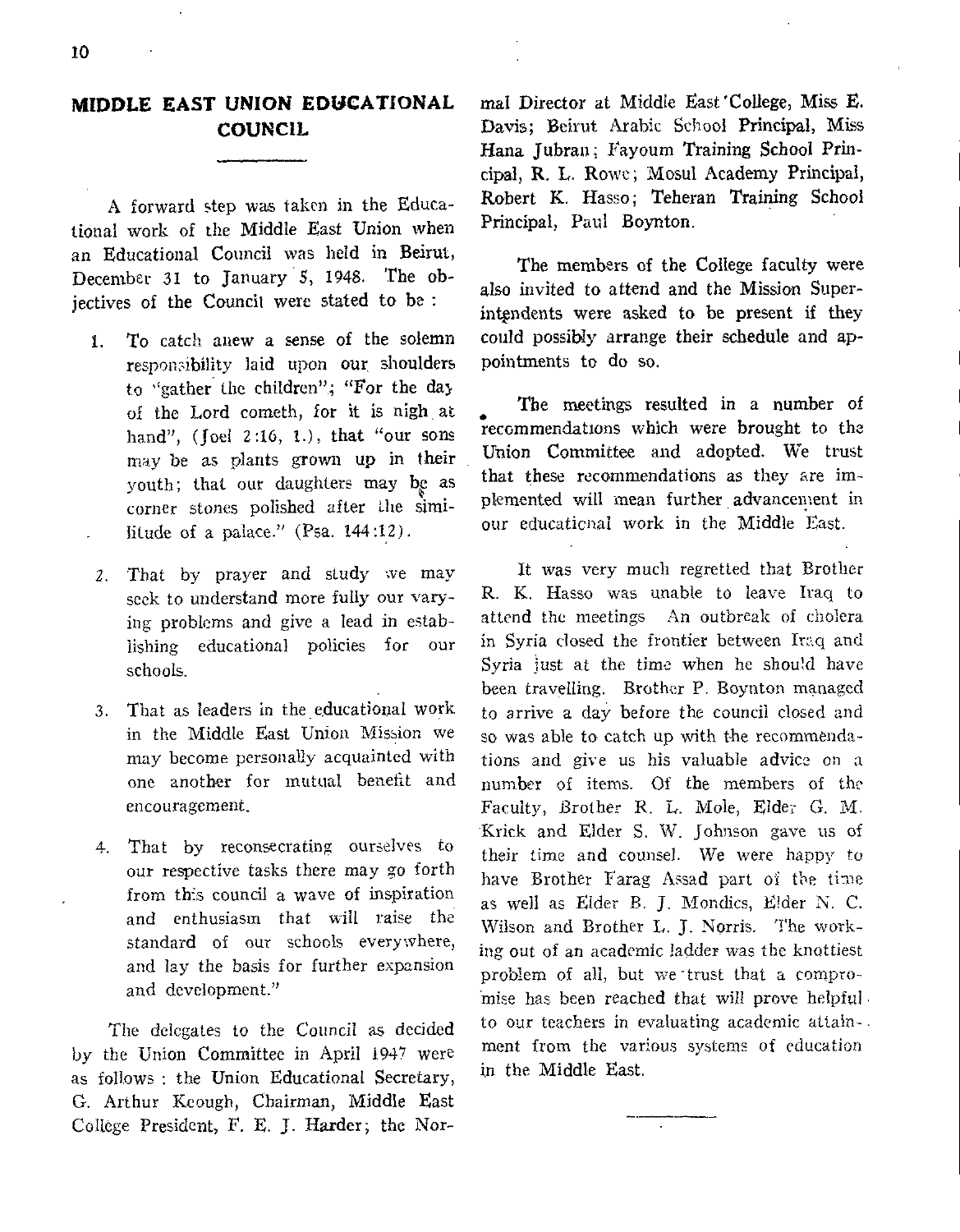## MIDDLE EAST UNION EDUCATIONAL COUNCIL

A forward step was taken in the Educational work of the Middle East Union when an Educational Council was held in Beirut, December 31 to January 5, 1948. The objectives of the Council were stated to be :

1. To catch anew a sense of the solemn responsibility laid upon our shoulders to "gather the children"; "For the day of the Lord cometh, for it is nigh at hand", (Joel 2:16, 1.), that "our sons may be as plants grown up in their youth; that our daughters may be as corner stones polished after the similitude of a palace." (Psa. 144:12).

2. That by prayer and study we may seek to understand more fully our varying problems and give a lead in establishing educational policies for our schools.

3. That as leaders in the educational work in the Middle East Union Mission we may become personally acquainted with one another for mutual benefit and encouragement.

4. That by reconsecrating ourselves to our respective tasks there may go forth from this council a wave of inspiration and enthusiasm that will raise the standard of our schools everywhere, and lay the basis for further expansion and development."

The delegates to the Council as decided by the Union Committee in April 1947 were as follows : the Union Educational Secretary, G. Arthur Keough, Chairman, Middle East College President, F. E. J. Harder; the Normal Director at Middle East College, Miss E. Davis; Beirut Arabic School Principal, Miss Hana Jubran; Fayoum Training School Principal, R. L. Rowe; Mosul Academy Principal, Robert K. Hasso; Teheran Training School Principal, Paul Boynton.

The members of the College faculty were also invited to attend and the Mission Superintendents were asked to be present if they could possibly arrange their schedule and appointments to do so.

The meetings resulted in a number of recommendations which were brought to the Union Committee and adopted. We trust that these recommendations as they are implemented will mean further advancement in our educational work in the Middle East.

It was very much regretted that Brother R. K. Hasso was unable to leave Iraq to attend the meetings An outbreak of cholera in Syria closed the frontier between Iraq and Syria just at the time when he should have been travelling. Brother P. Boynton managed to arrive a day before the council closed and so was able to catch up with the recommendations and give us his valuable advice on a number of items. Of the members of the Faculty, Brother R. L. Mole, Elder G. M. Krick and Elder S. W. Johnson gave us of their time and counsel. We were happy to have Brother Farag Assad part of the time as well as Elder B. J. Mondics, Elder N. C. Wilson and Brother L. J. Norris. The working out of an academic ladder was the knottiest problem of all, but we trust that a compromise has been reached that will prove helpful to our teachers in evaluating academic attainment from the various systems of education in the Middle East.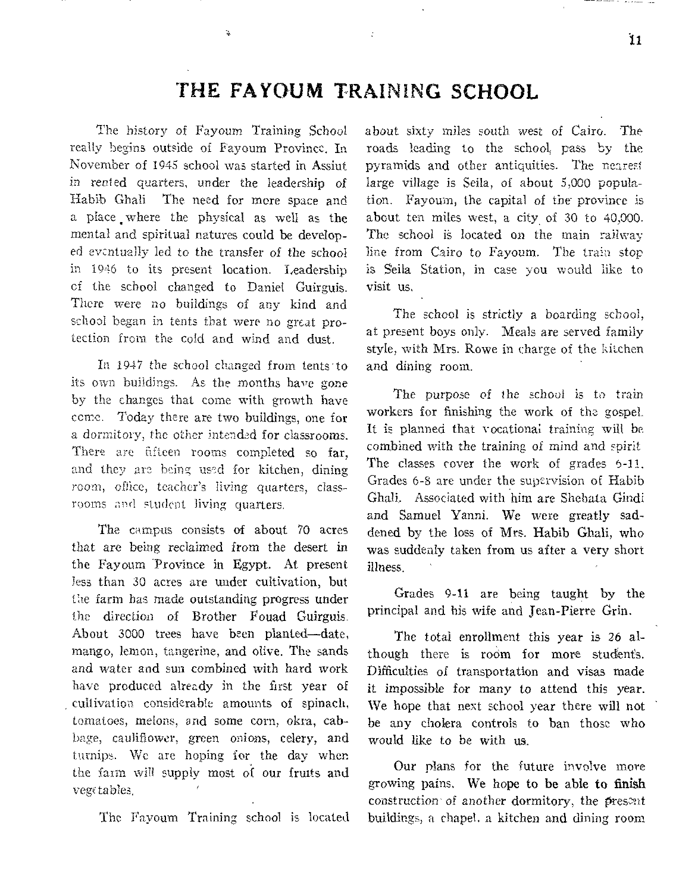# THE FAYOUM TRAINING SCHOOL

The history of Fayoum Training School really begins outside of Fayoum Province. In November of 1945 school was started in Assiut in rented quarters, under the leadership of Habib Ghali The need for more space and a place where the physical as well as the mental and spiritual natures could be developed eventually led to the transfer of the school in 1946 to its present location. Leadership of the school changed to Daniel Guirguis. There were no buildings of any kind and school began in tents that were no great protection from the cold and wind and dust.

In 1947 the school changed from tents to its own buildings. As the months have gone by the changes that come with growth have come. Today there are two buildings, one for a dormitory, the other intended for classrooms. There are fifteen rooms completed so far, and they are being used for kitchen, dining room, office, teacher's living quarters, classrooms and student living quarters.

The campus consists of about 70 acres that are being reclaimed from the desert in the Fayoum Province in Egypt. At present less than 30 acres are under cultivation, but the farm has made outstanding progress under the direction of Brother Fouad Guirguis. About 3000 trees have been planted—date, mango, lemon, tangerine, and olive. The sands and water and sun combined with hard work have produced already in the first year of cultivation considerable amounts of spinach, tomatoes, melons, and some corn, okra, cabbage, cauliflower, green onions, celery, and turnips. We are hoping for the day when the farm will supply most of our fruits and vegetables.

The Fayoum Training school is located about sixty miles south west of Cairo. The roads leading to the school, pass by the pyramids and other antiquities. The nearest large village is Seila, of about 5,000 population. Fayoum, the capital of the province is about ten miles west, a city of 30 to 40,000. The school is located on the main railway line from Cairo to Fayoum. The train stop is Seila Station, in case you would like to visit us.

The school is strictly a boarding school, at present boys only. Meals are served family style, with Mrs. Rowe in charge of the kitchen and dining room.

The purpose of the school is to train workers for finishing the work of the gospel. It is planned that vocational training will be combined with the training of mind and spirit The classes cover the work of grades 6-11. Grades 6-8 are under the supervision of Habib Ghali. Associated with him are Shehata Gindi and Samuel Yanni. We were greatly saddened by the loss of Mrs. Habib Ghali, who was suddenly taken from us after a very short illness.

Grades 9-11 are being taught by the principal and his wife and Jean-Pierre Grin.

The total enrollment this year is 26 although there is room for more students. Difficulties of transportation and visas made it impossible for many to attend this year. We hope that next school year there will not be any cholera controls to ban those who would like to be with us.

Our plans for the future involve more growing pains. We hope to be able to finish construction of another dormitory, the present buildings, a chapel, a kitchen and dining room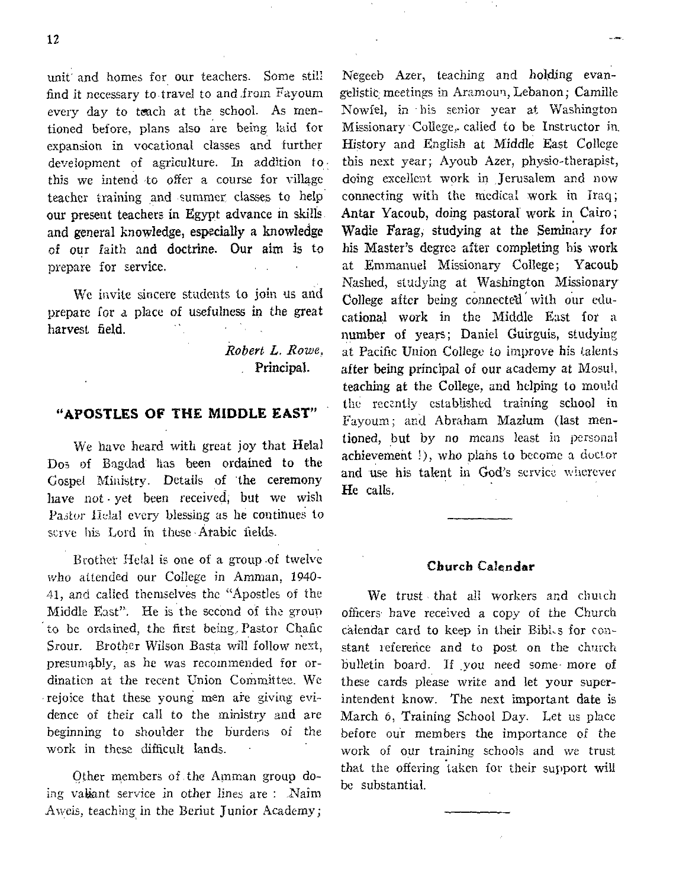unit and homes for our teachers. Some still find it necessary to travel to and from Fayoum every day to teach at the school. As mentioned before, plans also are being laid for expansion in vocational classes and further development of agriculture. In addition to this we intend to offer a course for village teacher training and summer classes to help our present teachers in Egypt advance in skills and general knowledge, especially a knowledge of our faith and doctrine. Our aim is to prepare for service.

We invite sincere students to join us and prepare for a place of usefulness in the great harvest field.

*Robert L. Rowe,*
Principal.

## "APOSTLES OF THE MIDDLE EAST"

We have heard with great joy that Helal Dos of Bagdad has been ordained to the Gospel Ministry. Details of the ceremony have not yet been received, but we wish Pastor Helal every blessing as he continues to serve his Lord in these Arabic fields.

Brother Helal is one of a group of twelve who attended our College in Amman, 1940-41, and called themselves the "Apostles of the Middle East". He is the second of the group to be ordained, the first being Pastor Chafic Srour. Brother Wilson Basta will follow next, presumably, as he was recommended for ordination at the recent Union Committee. We rejoice that these young men are giving evidence of their call to the ministry and are beginning to shoulder the burdens of the work in these difficult lands.

Other members of the Amman group doing valiant service in other lines are: Naim Aweis, teaching in the Beriut Junior Academy; Negeeb Azer, teaching and holding evangelistic meetings in Aramoun, Lebanon; Camille Nowfel, in his senior year at Washington Missionary College, called to be Instructor in History and English at Middle East College this next year; Ayoub Azer, physio-therapist, doing excellent work in Jerusalem and now connecting with the medical work in Iraq; Antar Yacoub, doing pastoral work in Cairo; Wadie Farag, studying at the Seminary for his Master's degree after completing his work at Emmanuel Missionary College; Yacoub Nashed, studying at Washington Missionary College after being connected with our educational work in the Middle East for a number of years; Daniel Guirguis, studying at Pacific Union College to improve his talents after being principal of our academy at Mosul, teaching at the College, and helping to mould the recently established training school in Fayoum; and Abraham Mazlum (last mentioned, but by no means least in personal achievement!), who plans to become a doctor and use his talent in God's service wherever He calls.

---

### Church Calendar

We trust that all workers and church officers have received a copy of the Church calendar card to keep in their Bibles for constant reference and to post on the church bulletin board. If you need some more of these cards please write and let your superintendent know. The next important date is March 6, Training School Day. Let us place before our members the importance of the work of our training schools and we trust that the offering taken for their support will be substantial.

---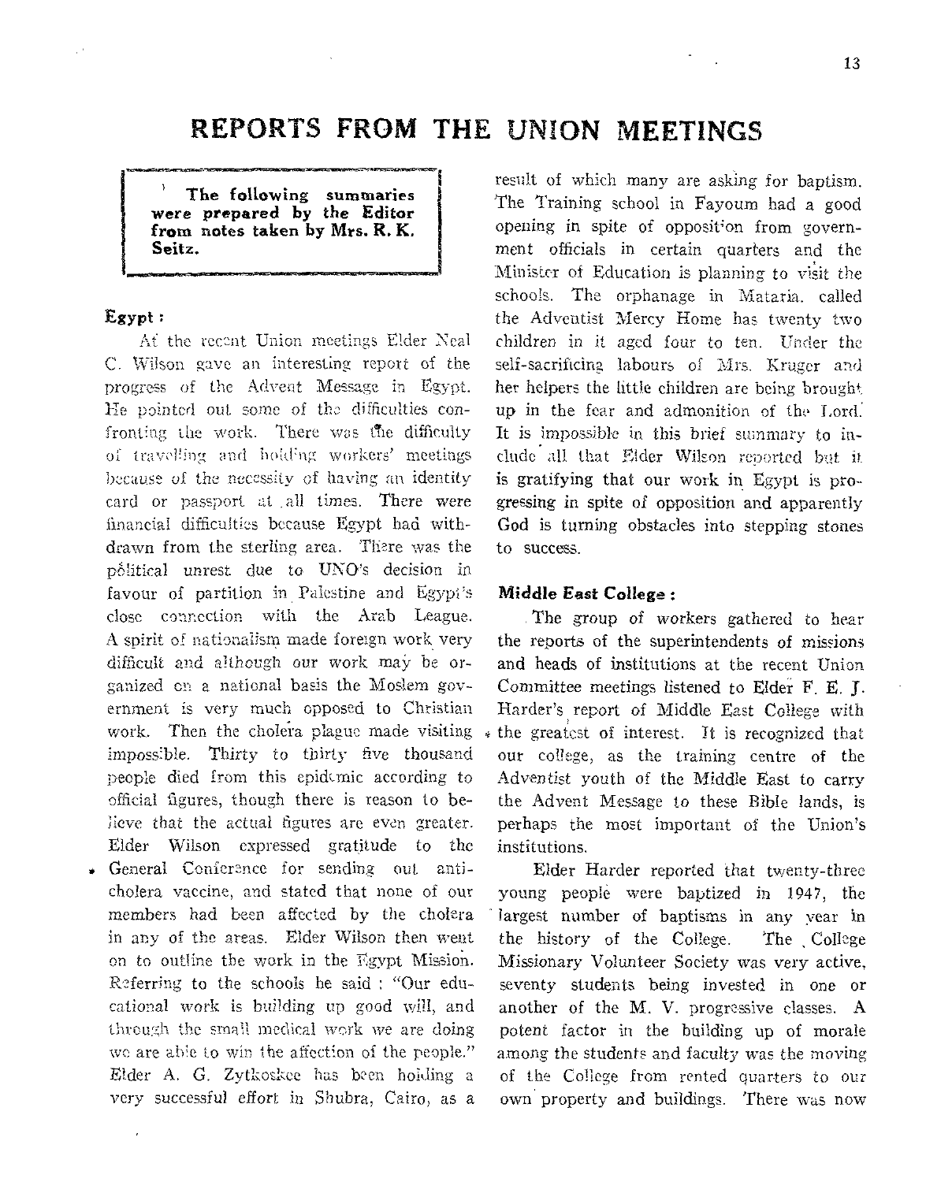# REPORTS FROM THE UNION MEETINGS

**The following summaries were prepared by the Editor from notes taken by Mrs. R. K. Seitz.**

### Egypt:

At the recent Union meetings Elder Neal C. Wilson gave an interesting report of the progress of the Advent Message in Egypt. He pointed out some of the difficulties confronting the work. There was the difficulty of travelling and holding workers' meetings because of the necessity of having an identity card or passport at all times. There were financial difficulties because Egypt had withdrawn from the sterling area. There was the political unrest due to UNO's decision in favour of partition in Palestine and Egypt's close connection with the Arab League. A spirit of nationalism made foreign work very difficult and although our work may be organized on a national basis the Moslem government is very much opposed to Christian work. Then the cholera plague made visiting impossible. Thirty to thirty five thousand people died from this epidemic according to official figures, though there is reason to believe that the actual figures are even greater. Elder Wilson expressed gratitude to the General Conference for sending out anti-cholera vaccine, and stated that none of our members had been affected by the cholera in any of the areas. Elder Wilson then went on to outline the work in the Egypt Mission. Referring to the schools he said: "Our educational work is building up good will, and through the small medical work we are doing we are able to win the affection of the people." Elder A. G. Zytkoskee has been holding a very successful effort in Shubra, Cairo, as a result of which many are asking for baptism. The Training school in Fayoum had a good opening in spite of opposition from government officials in certain quarters and the Minister of Education is planning to visit the schools. The orphanage in Mataria, called the Adventist Mercy Home has twenty two children in it aged four to ten. Under the self-sacrificing labours of Mrs. Kruger and her helpers the little children are being brought up in the fear and admonition of the Lord. It is impossible in this brief summary to include all that Elder Wilson reported but it is gratifying that our work in Egypt is progressing in spite of opposition and apparently God is turning obstacles into stepping stones to success.

### Middle East College:

The group of workers gathered to hear the reports of the superintendents of missions and heads of institutions at the recent Union Committee meetings listened to Elder F. E. J. Harder's report of Middle East College with the greatest of interest. It is recognized that our college, as the training centre of the Adventist youth of the Middle East to carry the Advent Message to these Bible lands, is perhaps the most important of the Union's institutions.

Elder Harder reported that twenty-three young people were baptized in 1947, the largest number of baptisms in any year in the history of the College. The College Missionary Volunteer Society was very active, seventy students being invested in one or another of the M. V. progressive classes. A potent factor in the building up of morale among the students and faculty was the moving of the College from rented quarters to our own property and buildings. There was now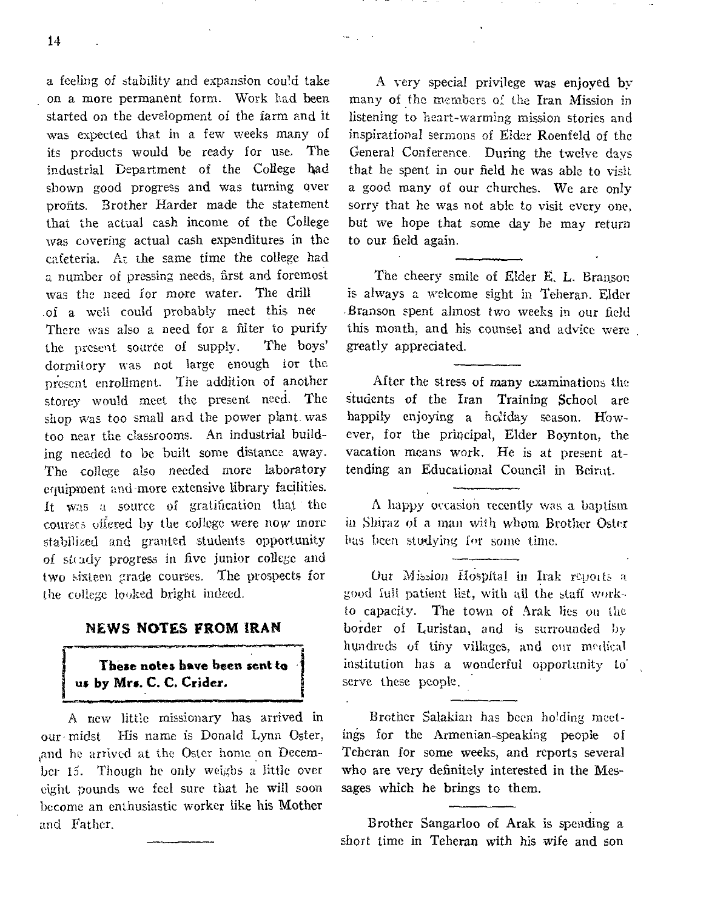a feeling of stability and expansion could take on a more permanent form. Work had been started on the development of the farm and it was expected that in a few weeks many of its products would be ready for use. The industrial Department of the College had shown good progress and was turning over profits. Brother Harder made the statement that the actual cash income of the College was covering actual cash expenditures in the cafeteria. At the same time the college had a number of pressing needs, first and foremost was the need for more water. The drill of a well could probably meet this nee There was also a need for a filter to purify the present source of supply. The boys' dormitory was not large enough for the present enrollment. The addition of another storey would meet the present need. The shop was too small and the power plant was too near the classrooms. An industrial building needed to be built some distance away. The college also needed more laboratory equipment and more extensive library facilities. It was a source of gratification that the courses offered by the college were now more stabilized and granted students opportunity of steady progress in five junior college and two sixteen grade courses. The prospects for the college looked bright indeed.

## NEWS NOTES FROM IRAN

**These notes have been sent to us by Mrs. C. C. Crider.**

A new little missionary has arrived in our midst His name is Donald Lynn Oster, and he arrived at the Oster home on December 15. Though he only weighs a little over eight pounds we feel sure that he will soon become an enthusiastic worker like his Mother and Father.

A very special privilege was enjoyed by many of the members of the Iran Mission in listening to heart-warming mission stories and inspirational sermons of Elder Roenfeld of the General Conference. During the twelve days that he spent in our field he was able to visit a good many of our churches. We are only sorry that he was not able to visit every one, but we hope that some day he may return to our field again.

The cheery smile of Elder E. L. Branson is always a welcome sight in Teheran. Elder Branson spent almost two weeks in our field this month, and his counsel and advice were greatly appreciated.

After the stress of many examinations the students of the Iran Training School are happily enjoying a holiday season. However, for the principal, Elder Boynton, the vacation means work. He is at present attending an Educational Council in Beirut.

A happy occasion recently was a baptism in Shiraz of a man with whom Brother Oster has been studying for some time.

Our Mission Hospital in Irak reports a good full patient list, with all the staff work- to capacity. The town of Arak lies on the border of Luristan, and is surrounded by hundreds of tiny villages, and our medical institution has a wonderful opportunity to serve these people.

Brother Salakian has been holding meetings for the Armenian-speaking people of Teheran for some weeks, and reports several who are very definitely interested in the Messages which he brings to them.

Brother Sangarloo of Arak is spending a short time in Teheran with his wife and son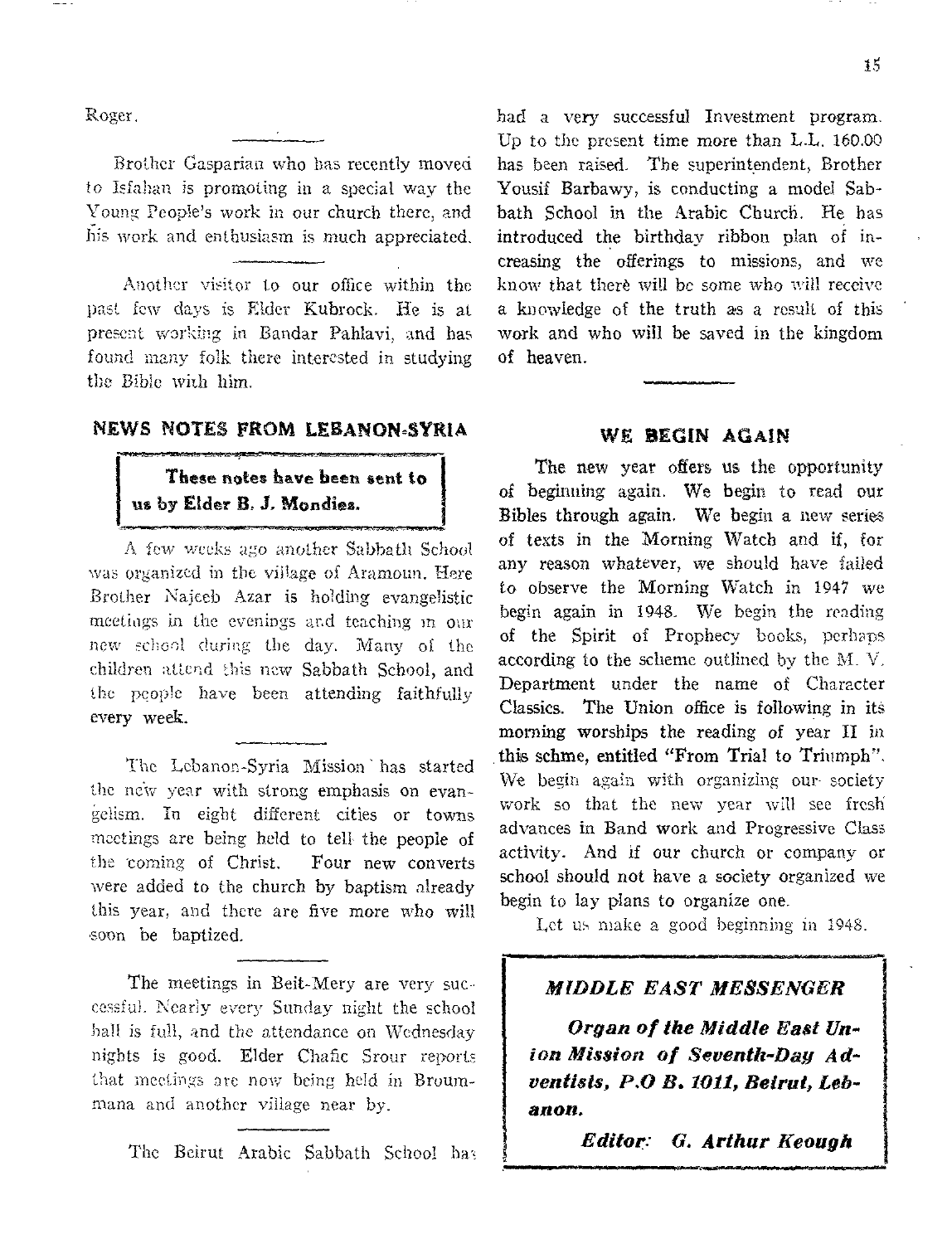Roger.

---

Brother Gasparian who has recently moved to Isfahan is promoting in a special way the Young People's work in our church there, and his work and enthusiasm is much appreciated.

---

Another visitor to our office within the past few days is Elder Kubrock. He is at present working in Bandar Pahlavi, and has found many folk there interested in studying the Bible with him.

## NEWS NOTES FROM LEBANON-SYRIA

**These notes have been sent to us by Elder B. J. Mondics.**

A few weeks ago another Sabbath School was organized in the village of Aramoun. Here Brother Najeeb Azar is holding evangelistic meetings in the evenings and teaching in our new school during the day. Many of the children attend this new Sabbath School, and the people have been attending faithfully every week.

---

The Lebanon-Syria Mission has started the new year with strong emphasis on evangelism. In eight different cities or towns meetings are being held to tell the people of the coming of Christ. Four new converts were added to the church by baptism already this year, and there are five more who will soon be baptized.

---

The meetings in Beit-Mery are very successful. Nearly every Sunday night the school hall is full, and the attendance on Wednesday nights is good. Elder Chafic Srour reports that meetings are now being held in Broummana and another village near by.

---

The Beirut Arabic Sabbath School has had a very successful Investment program. Up to the present time more than L.L. 160.00 has been raised. The superintendent, Brother Yousif Barbawy, is conducting a model Sabbath School in the Arabic Church. He has introduced the birthday ribbon plan of increasing the offerings to missions, and we know that there will be some who will receive a knowledge of the truth as a result of this work and who will be saved in the kingdom of heaven.

---

## WE BEGIN AGAIN

The new year offers us the opportunity of beginning again. We begin to read our Bibles through again. We begin a new series of texts in the Morning Watch and if, for any reason whatever, we should have failed to observe the Morning Watch in 1947 we begin again in 1948. We begin the reading of the Spirit of Prophecy books, perhaps according to the scheme outlined by the M. V. Department under the name of Character Classics. The Union office is following in its morning worships the reading of year II in this schme, entitled "From Trial to Triumph". We begin again with organizing our society work so that the new year will see fresh advances in Band work and Progressive Class activity. And if our church or company or school should not have a society organized we begin to lay plans to organize one.

Let us make a good beginning in 1948.

---

***MIDDLE EAST MESSENGER***

***Organ of the Middle East Union Mission of Seventh-Day Adventists, P.O B. 1011, Beirut, Lebanon.***

***Editor: G. Arthur Keough***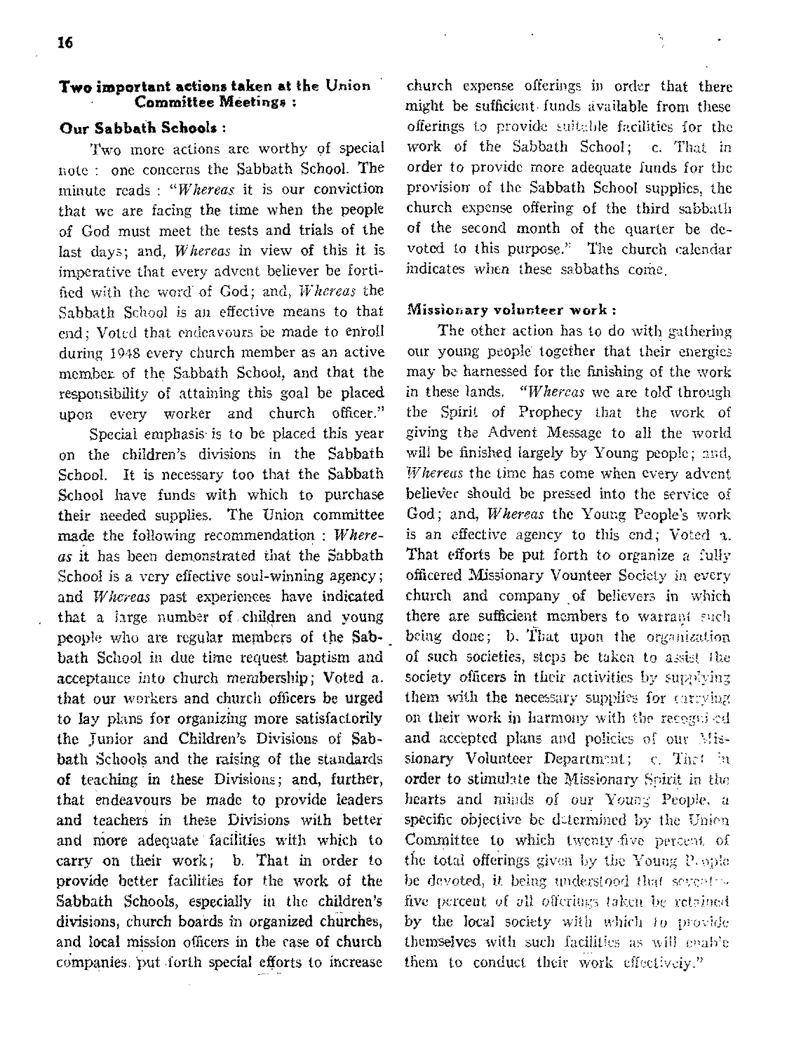**Two important actions taken at the Union Committee Meetings :**

**Our Sabbath Schools :**

Two more actions are worthy of special note : one concerns the Sabbath School. The minute reads : "*Whereas* it is our conviction that we are facing the time when the people of God must meet the tests and trials of the last days; and, *Whereas* in view of this it is imperative that every advent believer be fortified with the word of God; and, *Whereas* the Sabbath School is an effective means to that end; Voted that endeavours be made to enroll during 1948 every church member as an active member of the Sabbath School, and that the responsibility of attaining this goal be placed upon every worker and church officer."

Special emphasis is to be placed this year on the children's divisions in the Sabbath School. It is necessary too that the Sabbath School have funds with which to purchase their needed supplies. The Union committee made the following recommendation : *Whereas* it has been demonstrated that the Sabbath School is a very effective soul-winning agency; and *Whereas* past experiences have indicated that a large number of children and young people who are regular members of the Sabbath School in due time request baptism and acceptance into church membership; Voted a. that our workers and church officers be urged to lay plans for organizing more satisfactorily the Junior and Children's Divisions of Sabbath Schools and the raising of the standards of teaching in these Divisions; and, further, that endeavours be made to provide leaders and teachers in these Divisions with better and more adequate facilities with which to carry on their work; b. That in order to provide better facilities for the work of the Sabbath Schools, especially in the children's divisions, church boards in organized churches, and local mission officers in the case of church companies, put forth special efforts to increase church expense offerings in order that there might be sufficient funds available from these offerings to provide suitable facilities for the work of the Sabbath School; c. That in order to provide more adequate funds for the provision of the Sabbath School supplies, the church expense offering of the third sabbath of the second month of the quarter be devoted to this purpose." The church calendar indicates when these sabbaths come.

**Missionary volunteer work :**

The other action has to do with gathering our young people together that their energies may be harnessed for the finishing of the work in these lands. "*Whereas* we are told through the Spirit of Prophecy that the work of giving the Advent Message to all the world will be finished largely by Young people; and, *Whereas* the time has come when every advent believer should be pressed into the service of God; and, *Whereas* the Young People's work is an effective agency to this end; Voted a. That efforts be put forth to organize a fully officered Missionary Vounteer Society in every church and company of believers in which there are sufficient members to warrant such being done; b. That upon the organization of such societies, steps be taken to assist the society officers in their activities by supplying them with the necessary supplies for carrying on their work in harmony with the recognized and accepted plans and policies of our Missionary Volunteer Department; c. That in order to stimulate the Missionary Spirit in the hearts and minds of our Young People, a specific objective be determined by the Union Committee to which twenty-five percent of the total offerings given by the Young People be devoted, it being understood that seventy-five percent of all offerings taken be retained by the local society with which to provide themselves with such facilities as will enable them to conduct their work effectively."